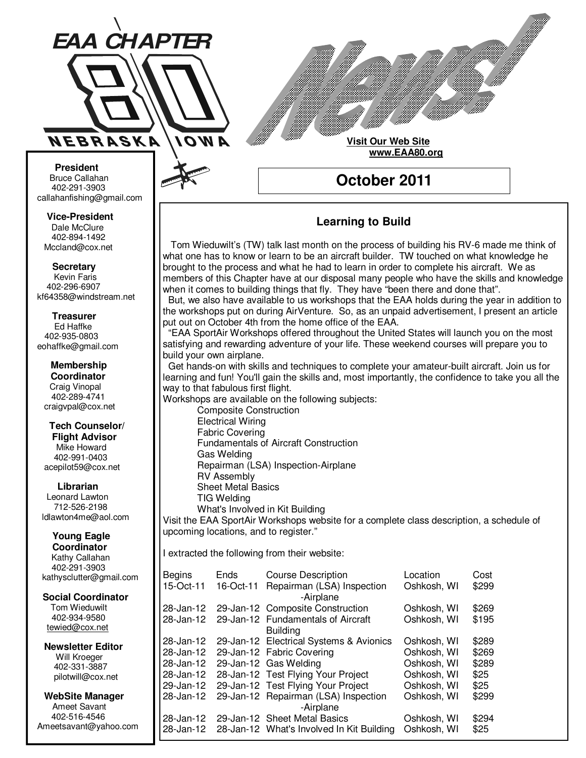# EAA CHAPTER 80 NEBRASKA IOWA

# News!

**Visit Our Web Site**
**www.EAA80.org**

## October 2011

**President**
Bruce Callahan
402-291-3903
callahanfishing@gmail.com

**Vice-President**
Dale McClure
402-894-1492
Mccland@cox.net

**Secretary**
Kevin Faris
402-296-6907
kf64358@windstream.net

**Treasurer**
Ed Haffke
402-935-0803
eohaffke@gmail.com

**Membership Coordinator**
Craig Vinopal
402-289-4741
craigvpal@cox.net

**Tech Counselor/ Flight Advisor**
Mike Howard
402-991-0403
acepilot59@cox.net

**Librarian**
Leonard Lawton
712-526-2198
ldlawton4me@aol.com

**Young Eagle Coordinator**
Kathy Callahan
402-291-3903
kathysclutter@gmail.com

**Social Coordinator**
Tom Wieduwilt
402-934-9580
tewied@cox.net

**Newsletter Editor**
Will Kroeger
402-331-3887
pilotwill@cox.net

**WebSite Manager**
Ameet Savant
402-516-4546
Ameetsavant@yahoo.com

### Learning to Build

Tom Wieduwilt's (TW) talk last month on the process of building his RV-6 made me think of what one has to know or learn to be an aircraft builder. TW touched on what knowledge he brought to the process and what he had to learn in order to complete his aircraft. We as members of this Chapter have at our disposal many people who have the skills and knowledge when it comes to building things that fly. They have "been there and done that".

But, we also have available to us workshops that the EAA holds during the year in addition to the workshops put on during AirVenture. So, as an unpaid advertisement, I present an article put out on October 4th from the home office of the EAA.

"EAA SportAir Workshops offered throughout the United States will launch you on the most satisfying and rewarding adventure of your life. These weekend courses will prepare you to build your own airplane.

Get hands-on with skills and techniques to complete your amateur-built aircraft. Join us for learning and fun! You'll gain the skills and, most importantly, the confidence to take you all the way to that fabulous first flight.

Workshops are available on the following subjects:

- Composite Construction
- Electrical Wiring
- Fabric Covering
- Fundamentals of Aircraft Construction
- Gas Welding
- Repairman (LSA) Inspection-Airplane
- RV Assembly
- Sheet Metal Basics
- TIG Welding
- What's Involved in Kit Building

Visit the EAA SportAir Workshops website for a complete class description, a schedule of upcoming locations, and to register."

I extracted the following from their website:

| Begins | Ends | Course Description | Location | Cost |
|---|---|---|---|---|
| 15-Oct-11 | 16-Oct-11 | Repairman (LSA) Inspection -Airplane | Oshkosh, WI | $299 |
| 28-Jan-12 | 29-Jan-12 | Composite Construction | Oshkosh, WI | $269 |
| 28-Jan-12 | 29-Jan-12 | Fundamentals of Aircraft Building | Oshkosh, WI | $195 |
| 28-Jan-12 | 29-Jan-12 | Electrical Systems & Avionics | Oshkosh, WI | $289 |
| 28-Jan-12 | 29-Jan-12 | Fabric Covering | Oshkosh, WI | $269 |
| 28-Jan-12 | 29-Jan-12 | Gas Welding | Oshkosh, WI | $289 |
| 28-Jan-12 | 28-Jan-12 | Test Flying Your Project | Oshkosh, WI | $25 |
| 29-Jan-12 | 29-Jan-12 | Test Flying Your Project | Oshkosh, WI | $25 |
| 28-Jan-12 | 29-Jan-12 | Repairman (LSA) Inspection -Airplane | Oshkosh, WI | $299 |
| 28-Jan-12 | 29-Jan-12 | Sheet Metal Basics | Oshkosh, WI | $294 |
| 28-Jan-12 | 28-Jan-12 | What's Involved In Kit Building | Oshkosh, WI | $25 |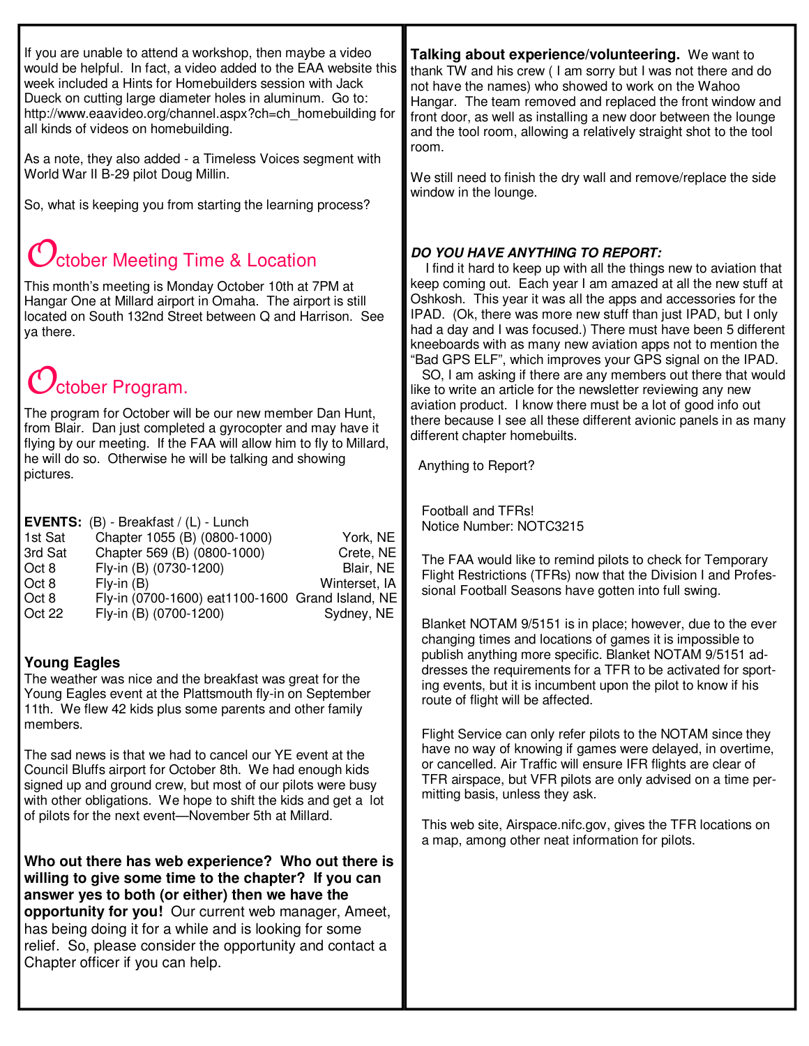If you are unable to attend a workshop, then maybe a video would be helpful. In fact, a video added to the EAA website this week included a Hints for Homebuilders session with Jack Dueck on cutting large diameter holes in aluminum. Go to: http://www.eaavideo.org/channel.aspx?ch=ch_homebuilding for all kinds of videos on homebuilding.

As a note, they also added - a Timeless Voices segment with World War II B-29 pilot Doug Millin.

So, what is keeping you from starting the learning process?

## October Meeting Time & Location

This month's meeting is Monday October 10th at 7PM at Hangar One at Millard airport in Omaha. The airport is still located on South 132nd Street between Q and Harrison. See ya there.

## October Program.

The program for October will be our new member Dan Hunt, from Blair. Dan just completed a gyrocopter and may have it flying by our meeting. If the FAA will allow him to fly to Millard, he will do so. Otherwise he will be talking and showing pictures.

**EVENTS:** (B) - Breakfast / (L) - Lunch

| | | |
|---|---|---|
| 1st Sat | Chapter 1055 (B) (0800-1000) | York, NE |
| 3rd Sat | Chapter 569 (B) (0800-1000) | Crete, NE |
| Oct 8 | Fly-in (B) (0730-1200) | Blair, NE |
| Oct 8 | Fly-in (B) | Winterset, IA |
| Oct 8 | Fly-in (0700-1600) eat1100-1600 | Grand Island, NE |
| Oct 22 | Fly-in (B) (0700-1200) | Sydney, NE |

### Young Eagles

The weather was nice and the breakfast was great for the Young Eagles event at the Plattsmouth fly-in on September 11th. We flew 42 kids plus some parents and other family members.

The sad news is that we had to cancel our YE event at the Council Bluffs airport for October 8th. We had enough kids signed up and ground crew, but most of our pilots were busy with other obligations. We hope to shift the kids and get a lot of pilots for the next event—November 5th at Millard.

**Who out there has web experience? Who out there is willing to give some time to the chapter? If you can answer yes to both (or either) then we have the opportunity for you!** Our current web manager, Ameet, has being doing it for a while and is looking for some relief. So, please consider the opportunity and contact a Chapter officer if you can help.

**Talking about experience/volunteering.** We want to thank TW and his crew ( I am sorry but I was not there and do not have the names) who showed to work on the Wahoo Hangar. The team removed and replaced the front window and front door, as well as installing a new door between the lounge and the tool room, allowing a relatively straight shot to the tool room.

We still need to finish the dry wall and remove/replace the side window in the lounge.

***DO YOU HAVE ANYTHING TO REPORT:***

I find it hard to keep up with all the things new to aviation that keep coming out. Each year I am amazed at all the new stuff at Oshkosh. This year it was all the apps and accessories for the IPAD. (Ok, there was more new stuff than just IPAD, but I only had a day and I was focused.) There must have been 5 different kneeboards with as many new aviation apps not to mention the "Bad GPS ELF", which improves your GPS signal on the IPAD.

SO, I am asking if there are any members out there that would like to write an article for the newsletter reviewing any new aviation product. I know there must be a lot of good info out there because I see all these different avionic panels in as many different chapter homebuilts.

Anything to Report?

Football and TFRs!
Notice Number: NOTC3215

The FAA would like to remind pilots to check for Temporary Flight Restrictions (TFRs) now that the Division I and Professional Football Seasons have gotten into full swing.

Blanket NOTAM 9/5151 is in place; however, due to the ever changing times and locations of games it is impossible to publish anything more specific. Blanket NOTAM 9/5151 addresses the requirements for a TFR to be activated for sporting events, but it is incumbent upon the pilot to know if his route of flight will be affected.

Flight Service can only refer pilots to the NOTAM since they have no way of knowing if games were delayed, in overtime, or cancelled. Air Traffic will ensure IFR flights are clear of TFR airspace, but VFR pilots are only advised on a time permitting basis, unless they ask.

This web site, Airspace.nifc.gov, gives the TFR locations on a map, among other neat information for pilots.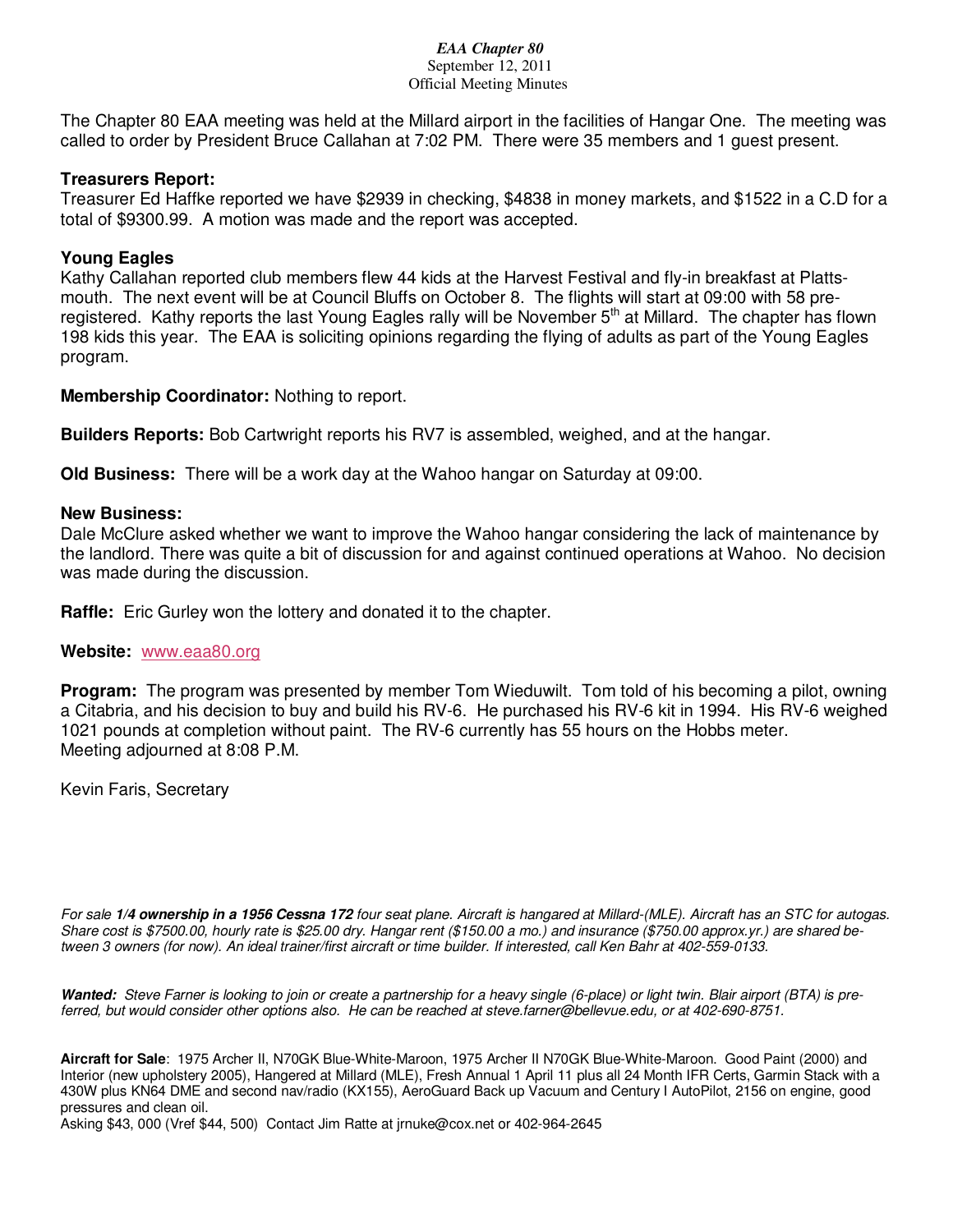*EAA Chapter 80*
September 12, 2011
Official Meeting Minutes

The Chapter 80 EAA meeting was held at the Millard airport in the facilities of Hangar One. The meeting was called to order by President Bruce Callahan at 7:02 PM. There were 35 members and 1 guest present.

**Treasurers Report:**
Treasurer Ed Haffke reported we have $2939 in checking, $4838 in money markets, and $1522 in a C.D for a total of $9300.99. A motion was made and the report was accepted.

**Young Eagles**
Kathy Callahan reported club members flew 44 kids at the Harvest Festival and fly-in breakfast at Plattsmouth. The next event will be at Council Bluffs on October 8. The flights will start at 09:00 with 58 pre-registered. Kathy reports the last Young Eagles rally will be November 5th at Millard. The chapter has flown 198 kids this year. The EAA is soliciting opinions regarding the flying of adults as part of the Young Eagles program.

**Membership Coordinator:** Nothing to report.

**Builders Reports:** Bob Cartwright reports his RV7 is assembled, weighed, and at the hangar.

**Old Business:** There will be a work day at the Wahoo hangar on Saturday at 09:00.

**New Business:**
Dale McClure asked whether we want to improve the Wahoo hangar considering the lack of maintenance by the landlord. There was quite a bit of discussion for and against continued operations at Wahoo. No decision was made during the discussion.

**Raffle:** Eric Gurley won the lottery and donated it to the chapter.

**Website:** www.eaa80.org

**Program:** The program was presented by member Tom Wieduwilt. Tom told of his becoming a pilot, owning a Citabria, and his decision to buy and build his RV-6. He purchased his RV-6 kit in 1994. His RV-6 weighed 1021 pounds at completion without paint. The RV-6 currently has 55 hours on the Hobbs meter.
Meeting adjourned at 8:08 P.M.

Kevin Faris, Secretary

*For sale **1/4 ownership in a 1956 Cessna 172** four seat plane. Aircraft is hangared at Millard-(MLE). Aircraft has an STC for autogas. Share cost is $7500.00, hourly rate is $25.00 dry. Hangar rent ($150.00 a mo.) and insurance ($750.00 approx.yr.) are shared between 3 owners (for now). An ideal trainer/first aircraft or time builder. If interested, call Ken Bahr at 402-559-0133.*

***Wanted:** Steve Farner is looking to join or create a partnership for a heavy single (6-place) or light twin. Blair airport (BTA) is preferred, but would consider other options also. He can be reached at steve.farner@bellevue.edu, or at 402-690-8751.*

**Aircraft for Sale**: 1975 Archer II, N70GK Blue-White-Maroon, 1975 Archer II N70GK Blue-White-Maroon. Good Paint (2000) and Interior (new upholstery 2005), Hangered at Millard (MLE), Fresh Annual 1 April 11 plus all 24 Month IFR Certs, Garmin Stack with a 430W plus KN64 DME and second nav/radio (KX155), AeroGuard Back up Vacuum and Century I AutoPilot, 2156 on engine, good pressures and clean oil.
Asking $43, 000 (Vref $44, 500) Contact Jim Ratte at jrnuke@cox.net or 402-964-2645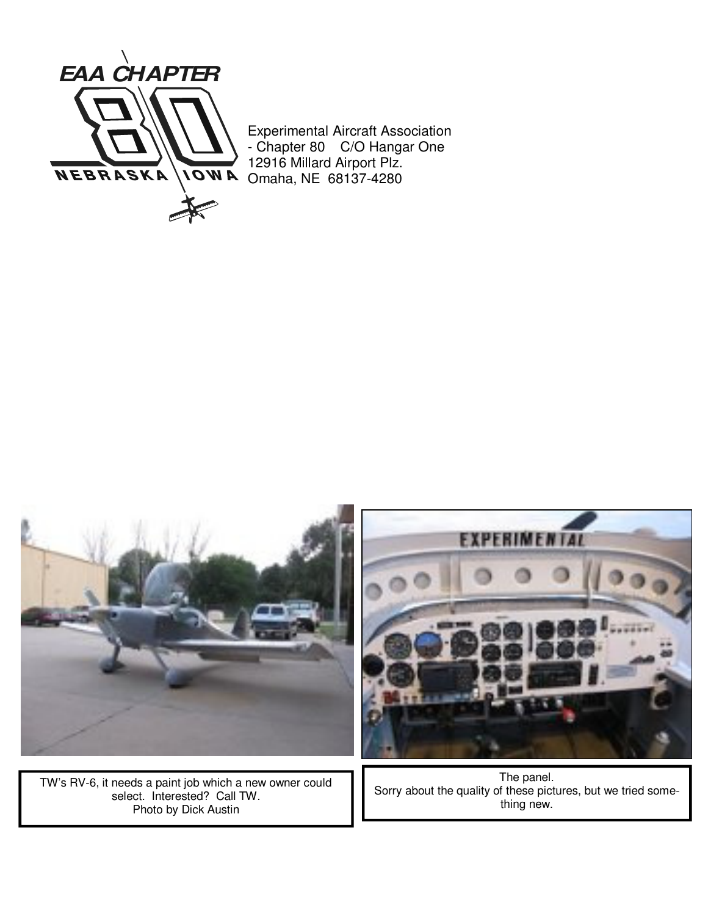Experimental Aircraft Association
- Chapter 80    C/O Hangar One
12916 Millard Airport Plz.
Omaha, NE  68137-4280

TW's RV-6, it needs a paint job which a new owner could select.  Interested?  Call TW.
Photo by Dick Austin

The panel.
Sorry about the quality of these pictures, but we tried something new.